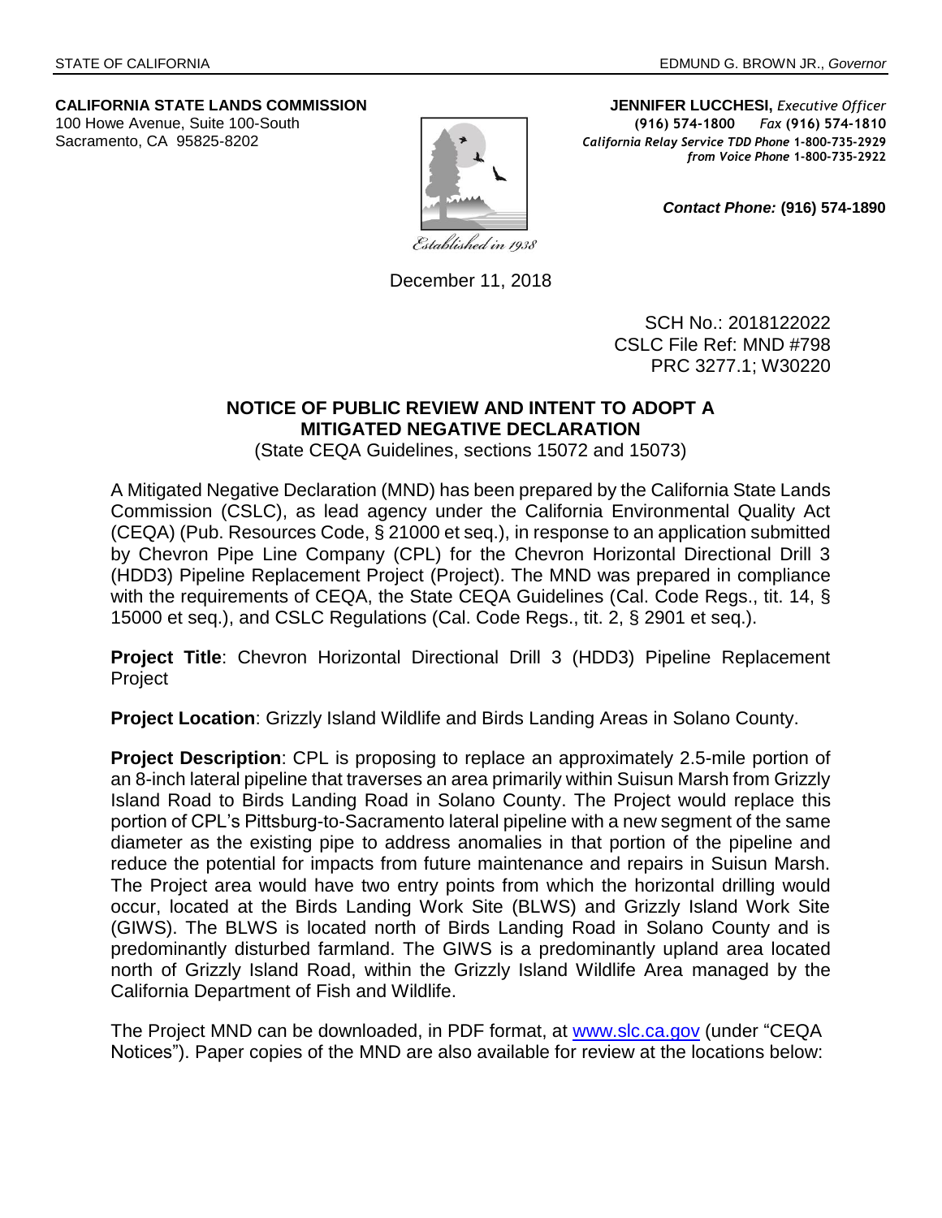STATE OF CALIFORNIA — EDMUND G. BROWN JR., *Governor*

**CALIFORNIA STATE LANDS COMMISSION**
100 Howe Avenue, Suite 100-South
Sacramento, CA 95825-8202

**JENNIFER LUCCHESI,** *Executive Officer*
**(916) 574-1800** *Fax* **(916) 574-1810**
*California Relay Service TDD Phone* **1-800-735-2929**
*from Voice Phone* **1-800-735-2922**

*Established in 1938*

***Contact Phone:*** **(916) 574-1890**

December 11, 2018

SCH No.: 2018122022
CSLC File Ref: MND #798
PRC 3277.1; W30220

## NOTICE OF PUBLIC REVIEW AND INTENT TO ADOPT A MITIGATED NEGATIVE DECLARATION

(State CEQA Guidelines, sections 15072 and 15073)

A Mitigated Negative Declaration (MND) has been prepared by the California State Lands Commission (CSLC), as lead agency under the California Environmental Quality Act (CEQA) (Pub. Resources Code, § 21000 et seq.), in response to an application submitted by Chevron Pipe Line Company (CPL) for the Chevron Horizontal Directional Drill 3 (HDD3) Pipeline Replacement Project (Project). The MND was prepared in compliance with the requirements of CEQA, the State CEQA Guidelines (Cal. Code Regs., tit. 14, § 15000 et seq.), and CSLC Regulations (Cal. Code Regs., tit. 2, § 2901 et seq.).

**Project Title**: Chevron Horizontal Directional Drill 3 (HDD3) Pipeline Replacement Project

**Project Location**: Grizzly Island Wildlife and Birds Landing Areas in Solano County.

**Project Description**: CPL is proposing to replace an approximately 2.5-mile portion of an 8-inch lateral pipeline that traverses an area primarily within Suisun Marsh from Grizzly Island Road to Birds Landing Road in Solano County. The Project would replace this portion of CPL's Pittsburg-to-Sacramento lateral pipeline with a new segment of the same diameter as the existing pipe to address anomalies in that portion of the pipeline and reduce the potential for impacts from future maintenance and repairs in Suisun Marsh. The Project area would have two entry points from which the horizontal drilling would occur, located at the Birds Landing Work Site (BLWS) and Grizzly Island Work Site (GIWS). The BLWS is located north of Birds Landing Road in Solano County and is predominantly disturbed farmland. The GIWS is a predominantly upland area located north of Grizzly Island Road, within the Grizzly Island Wildlife Area managed by the California Department of Fish and Wildlife.

The Project MND can be downloaded, in PDF format, at www.slc.ca.gov (under "CEQA Notices"). Paper copies of the MND are also available for review at the locations below: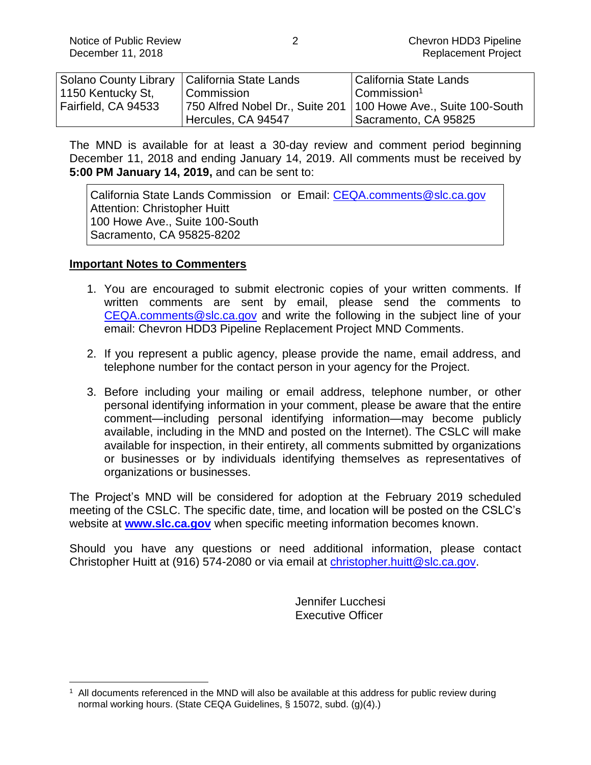| | | |
|---|---|---|
| Solano County Library 1150 Kentucky St, Fairfield, CA 94533 | California State Lands Commission 750 Alfred Nobel Dr., Suite 201 Hercules, CA 94547 | California State Lands Commission[1] 100 Howe Ave., Suite 100-South Sacramento, CA 95825 |

The MND is available for at least a 30-day review and comment period beginning December 11, 2018 and ending January 14, 2019. All comments must be received by **5:00 PM January 14, 2019,** and can be sent to:

| | |
|---|---|
| California State Lands Commission Attention: Christopher Huitt 100 Howe Ave., Suite 100-South Sacramento, CA 95825-8202 | or Email: CEQA.comments@slc.ca.gov |

**Important Notes to Commenters**

1. You are encouraged to submit electronic copies of your written comments. If written comments are sent by email, please send the comments to CEQA.comments@slc.ca.gov and write the following in the subject line of your email: Chevron HDD3 Pipeline Replacement Project MND Comments.

2. If you represent a public agency, please provide the name, email address, and telephone number for the contact person in your agency for the Project.

3. Before including your mailing or email address, telephone number, or other personal identifying information in your comment, please be aware that the entire comment—including personal identifying information—may become publicly available, including in the MND and posted on the Internet). The CSLC will make available for inspection, in their entirety, all comments submitted by organizations or businesses or by individuals identifying themselves as representatives of organizations or businesses.

The Project's MND will be considered for adoption at the February 2019 scheduled meeting of the CSLC. The specific date, time, and location will be posted on the CSLC's website at **www.slc.ca.gov** when specific meeting information becomes known.

Should you have any questions or need additional information, please contact Christopher Huitt at (916) 574-2080 or via email at christopher.huitt@slc.ca.gov.

Jennifer Lucchesi
Executive Officer

---

[1] All documents referenced in the MND will also be available at this address for public review during normal working hours. (State CEQA Guidelines, § 15072, subd. (g)(4).)